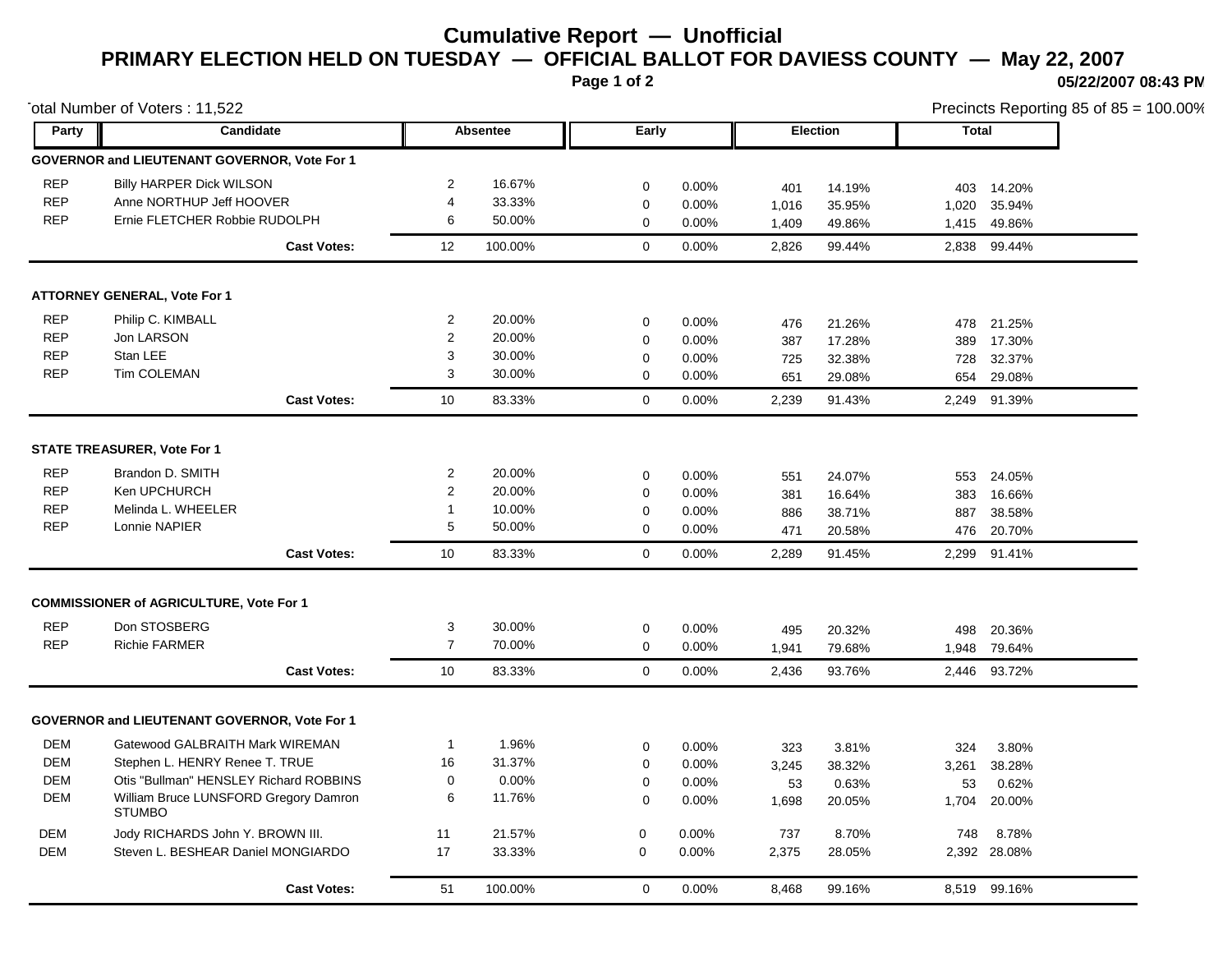# Cumulative Report — Unofficial

## PRIMARY ELECTION HELD ON TUESDAY — OFFICIAL BALLOT FOR DAVIESS COUNTY — May 22, 2007

05/22/2007 08:43 PM

Total Number of Voters : 11,522

Precincts Reporting 85 of 85 = 100.00%

| Party | Candidate | Absentee | | Early | | Election | | Total | |
|---|---|---|---|---|---|---|---|---|---|
| **GOVERNOR and LIEUTENANT GOVERNOR, Vote For 1** | | | | | | | | | |
| REP | Billy HARPER Dick WILSON | 2 | 16.67% | 0 | 0.00% | 401 | 14.19% | 403 | 14.20% |
| REP | Anne NORTHUP Jeff HOOVER | 4 | 33.33% | 0 | 0.00% | 1,016 | 35.95% | 1,020 | 35.94% |
| REP | Ernie FLETCHER Robbie RUDOLPH | 6 | 50.00% | 0 | 0.00% | 1,409 | 49.86% | 1,415 | 49.86% |
| | **Cast Votes:** | 12 | 100.00% | 0 | 0.00% | 2,826 | 99.44% | 2,838 | 99.44% |
| **ATTORNEY GENERAL, Vote For 1** | | | | | | | | | |
| REP | Philip C. KIMBALL | 2 | 20.00% | 0 | 0.00% | 476 | 21.26% | 478 | 21.25% |
| REP | Jon LARSON | 2 | 20.00% | 0 | 0.00% | 387 | 17.28% | 389 | 17.30% |
| REP | Stan LEE | 3 | 30.00% | 0 | 0.00% | 725 | 32.38% | 728 | 32.37% |
| REP | Tim COLEMAN | 3 | 30.00% | 0 | 0.00% | 651 | 29.08% | 654 | 29.08% |
| | **Cast Votes:** | 10 | 83.33% | 0 | 0.00% | 2,239 | 91.43% | 2,249 | 91.39% |
| **STATE TREASURER, Vote For 1** | | | | | | | | | |
| REP | Brandon D. SMITH | 2 | 20.00% | 0 | 0.00% | 551 | 24.07% | 553 | 24.05% |
| REP | Ken UPCHURCH | 2 | 20.00% | 0 | 0.00% | 381 | 16.64% | 383 | 16.66% |
| REP | Melinda L. WHEELER | 1 | 10.00% | 0 | 0.00% | 886 | 38.71% | 887 | 38.58% |
| REP | Lonnie NAPIER | 5 | 50.00% | 0 | 0.00% | 471 | 20.58% | 476 | 20.70% |
| | **Cast Votes:** | 10 | 83.33% | 0 | 0.00% | 2,289 | 91.45% | 2,299 | 91.41% |
| **COMMISSIONER of AGRICULTURE, Vote For 1** | | | | | | | | | |
| REP | Don STOSBERG | 3 | 30.00% | 0 | 0.00% | 495 | 20.32% | 498 | 20.36% |
| REP | Richie FARMER | 7 | 70.00% | 0 | 0.00% | 1,941 | 79.68% | 1,948 | 79.64% |
| | **Cast Votes:** | 10 | 83.33% | 0 | 0.00% | 2,436 | 93.76% | 2,446 | 93.72% |
| **GOVERNOR and LIEUTENANT GOVERNOR, Vote For 1** | | | | | | | | | |
| DEM | Gatewood GALBRAITH Mark WIREMAN | 1 | 1.96% | 0 | 0.00% | 323 | 3.81% | 324 | 3.80% |
| DEM | Stephen L. HENRY Renee T. TRUE | 16 | 31.37% | 0 | 0.00% | 3,245 | 38.32% | 3,261 | 38.28% |
| DEM | Otis "Bullman" HENSLEY Richard ROBBINS | 0 | 0.00% | 0 | 0.00% | 53 | 0.63% | 53 | 0.62% |
| DEM | William Bruce LUNSFORD Gregory Damron STUMBO | 6 | 11.76% | 0 | 0.00% | 1,698 | 20.05% | 1,704 | 20.00% |
| DEM | Jody RICHARDS John Y. BROWN III. | 11 | 21.57% | 0 | 0.00% | 737 | 8.70% | 748 | 8.78% |
| DEM | Steven L. BESHEAR Daniel MONGIARDO | 17 | 33.33% | 0 | 0.00% | 2,375 | 28.05% | 2,392 | 28.08% |
| | **Cast Votes:** | 51 | 100.00% | 0 | 0.00% | 8,468 | 99.16% | 8,519 | 99.16% |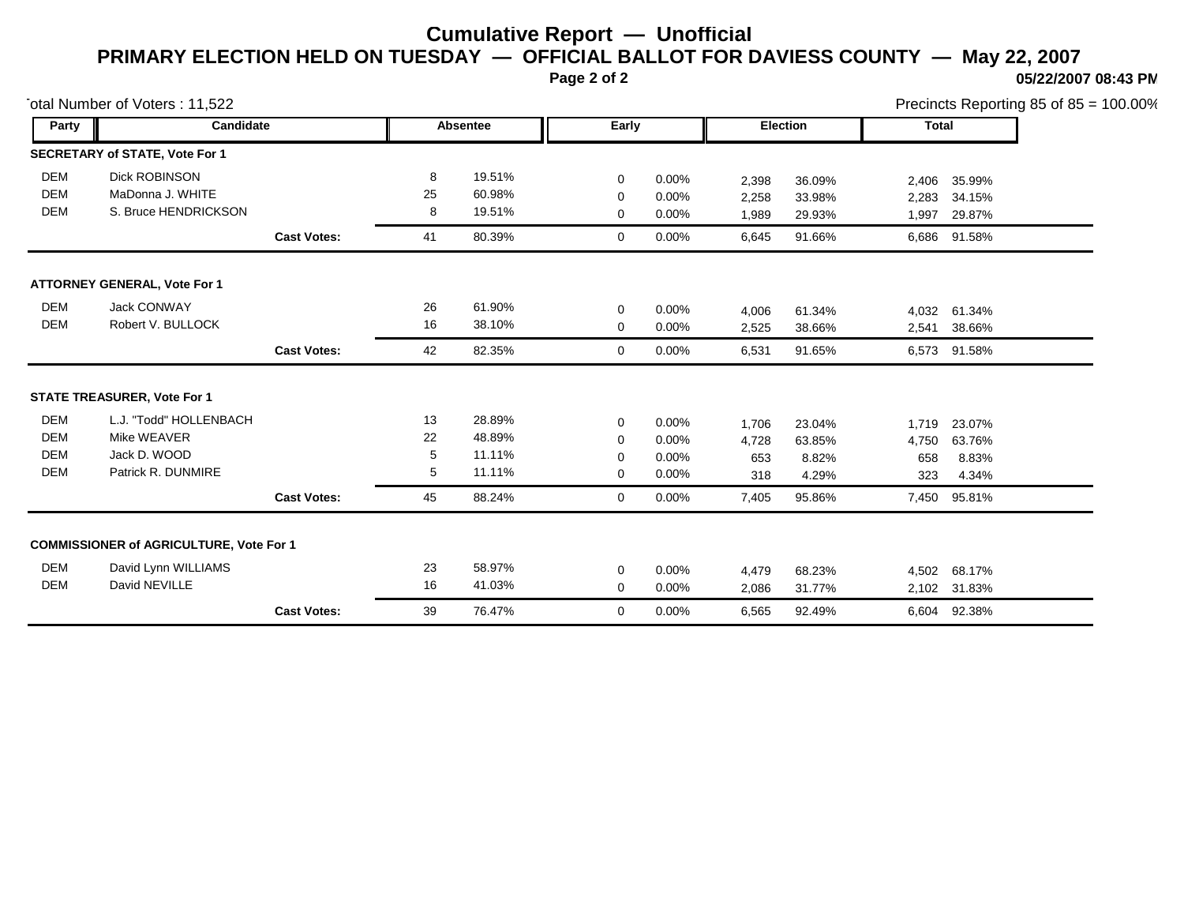# Cumulative Report — Unofficial

## PRIMARY ELECTION HELD ON TUESDAY — OFFICIAL BALLOT FOR DAVIESS COUNTY — May 22, 2007

05/22/2007 08:43 PM

Total Number of Voters : 11,522

Precincts Reporting 85 of 85 = 100.00%

| Party | Candidate | Absentee | | Early | | Election | | Total | |
|---|---|---|---|---|---|---|---|---|---|
| **SECRETARY of STATE, Vote For 1** | | | | | | | | | |
| DEM | Dick ROBINSON | 8 | 19.51% | 0 | 0.00% | 2,398 | 36.09% | 2,406 | 35.99% |
| DEM | MaDonna J. WHITE | 25 | 60.98% | 0 | 0.00% | 2,258 | 33.98% | 2,283 | 34.15% |
| DEM | S. Bruce HENDRICKSON | 8 | 19.51% | 0 | 0.00% | 1,989 | 29.93% | 1,997 | 29.87% |
| | **Cast Votes:** | 41 | 80.39% | 0 | 0.00% | 6,645 | 91.66% | 6,686 | 91.58% |
| **ATTORNEY GENERAL, Vote For 1** | | | | | | | | | |
| DEM | Jack CONWAY | 26 | 61.90% | 0 | 0.00% | 4,006 | 61.34% | 4,032 | 61.34% |
| DEM | Robert V. BULLOCK | 16 | 38.10% | 0 | 0.00% | 2,525 | 38.66% | 2,541 | 38.66% |
| | **Cast Votes:** | 42 | 82.35% | 0 | 0.00% | 6,531 | 91.65% | 6,573 | 91.58% |
| **STATE TREASURER, Vote For 1** | | | | | | | | | |
| DEM | L.J. "Todd" HOLLENBACH | 13 | 28.89% | 0 | 0.00% | 1,706 | 23.04% | 1,719 | 23.07% |
| DEM | Mike WEAVER | 22 | 48.89% | 0 | 0.00% | 4,728 | 63.85% | 4,750 | 63.76% |
| DEM | Jack D. WOOD | 5 | 11.11% | 0 | 0.00% | 653 | 8.82% | 658 | 8.83% |
| DEM | Patrick R. DUNMIRE | 5 | 11.11% | 0 | 0.00% | 318 | 4.29% | 323 | 4.34% |
| | **Cast Votes:** | 45 | 88.24% | 0 | 0.00% | 7,405 | 95.86% | 7,450 | 95.81% |
| **COMMISSIONER of AGRICULTURE, Vote For 1** | | | | | | | | | |
| DEM | David Lynn WILLIAMS | 23 | 58.97% | 0 | 0.00% | 4,479 | 68.23% | 4,502 | 68.17% |
| DEM | David NEVILLE | 16 | 41.03% | 0 | 0.00% | 2,086 | 31.77% | 2,102 | 31.83% |
| | **Cast Votes:** | 39 | 76.47% | 0 | 0.00% | 6,565 | 92.49% | 6,604 | 92.38% |